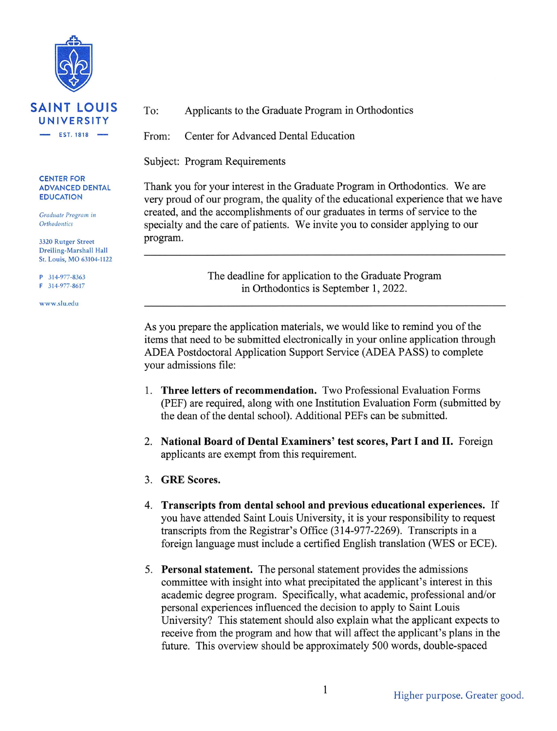**SAINT LOUIS UNIVERSITY**
EST. 1818

**CENTER FOR ADVANCED DENTAL EDUCATION**

*Graduate Program in Orthodontics*

3320 Rutger Street
Dreiling-Marshall Hall
St. Louis, MO 63104-1122

P 314-977-8363
F 314-977-8617

www.slu.edu

To: Applicants to the Graduate Program in Orthodontics

From: Center for Advanced Dental Education

Subject: Program Requirements

Thank you for your interest in the Graduate Program in Orthodontics. We are very proud of our program, the quality of the educational experience that we have created, and the accomplishments of our graduates in terms of service to the specialty and the care of patients. We invite you to consider applying to our program.

---

The deadline for application to the Graduate Program in Orthodontics is September 1, 2022.

---

As you prepare the application materials, we would like to remind you of the items that need to be submitted electronically in your online application through ADEA Postdoctoral Application Support Service (ADEA PASS) to complete your admissions file:

1. **Three letters of recommendation.** Two Professional Evaluation Forms (PEF) are required, along with one Institution Evaluation Form (submitted by the dean of the dental school). Additional PEFs can be submitted.

2. **National Board of Dental Examiners' test scores, Part I and II.** Foreign applicants are exempt from this requirement.

3. **GRE Scores.**

4. **Transcripts from dental school and previous educational experiences.** If you have attended Saint Louis University, it is your responsibility to request transcripts from the Registrar's Office (314-977-2269). Transcripts in a foreign language must include a certified English translation (WES or ECE).

5. **Personal statement.** The personal statement provides the admissions committee with insight into what precipitated the applicant's interest in this academic degree program. Specifically, what academic, professional and/or personal experiences influenced the decision to apply to Saint Louis University? This statement should also explain what the applicant expects to receive from the program and how that will affect the applicant's plans in the future. This overview should be approximately 500 words, double-spaced

Higher purpose. Greater good.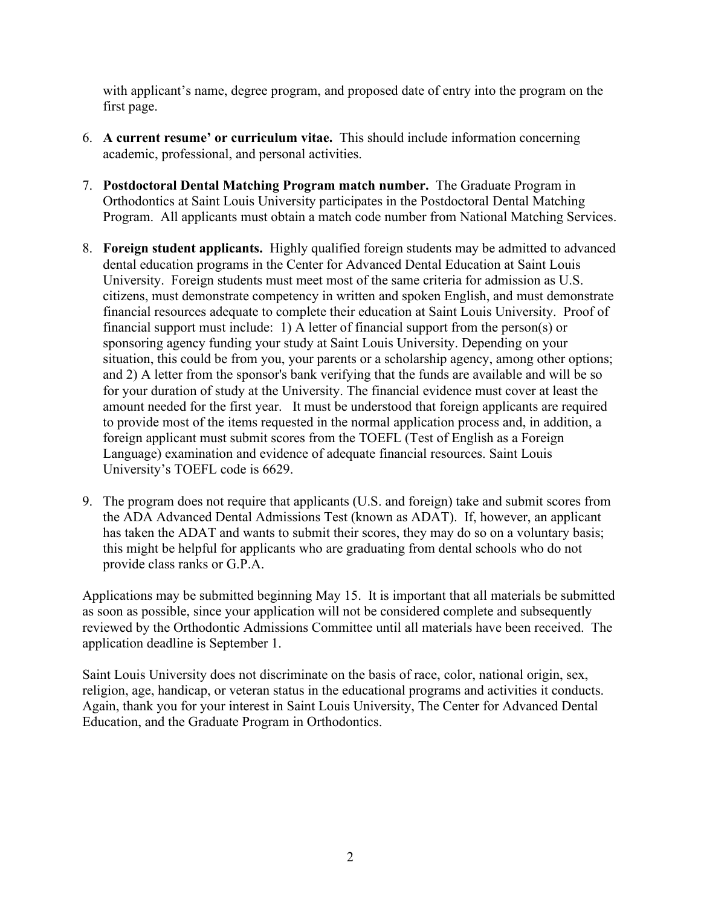with applicant's name, degree program, and proposed date of entry into the program on the first page.

6. **A current resume' or curriculum vitae.** This should include information concerning academic, professional, and personal activities.

7. **Postdoctoral Dental Matching Program match number.** The Graduate Program in Orthodontics at Saint Louis University participates in the Postdoctoral Dental Matching Program. All applicants must obtain a match code number from National Matching Services.

8. **Foreign student applicants.** Highly qualified foreign students may be admitted to advanced dental education programs in the Center for Advanced Dental Education at Saint Louis University. Foreign students must meet most of the same criteria for admission as U.S. citizens, must demonstrate competency in written and spoken English, and must demonstrate financial resources adequate to complete their education at Saint Louis University. Proof of financial support must include: 1) A letter of financial support from the person(s) or sponsoring agency funding your study at Saint Louis University. Depending on your situation, this could be from you, your parents or a scholarship agency, among other options; and 2) A letter from the sponsor's bank verifying that the funds are available and will be so for your duration of study at the University. The financial evidence must cover at least the amount needed for the first year. It must be understood that foreign applicants are required to provide most of the items requested in the normal application process and, in addition, a foreign applicant must submit scores from the TOEFL (Test of English as a Foreign Language) examination and evidence of adequate financial resources. Saint Louis University's TOEFL code is 6629.

9. The program does not require that applicants (U.S. and foreign) take and submit scores from the ADA Advanced Dental Admissions Test (known as ADAT). If, however, an applicant has taken the ADAT and wants to submit their scores, they may do so on a voluntary basis; this might be helpful for applicants who are graduating from dental schools who do not provide class ranks or G.P.A.

Applications may be submitted beginning May 15. It is important that all materials be submitted as soon as possible, since your application will not be considered complete and subsequently reviewed by the Orthodontic Admissions Committee until all materials have been received. The application deadline is September 1.

Saint Louis University does not discriminate on the basis of race, color, national origin, sex, religion, age, handicap, or veteran status in the educational programs and activities it conducts. Again, thank you for your interest in Saint Louis University, The Center for Advanced Dental Education, and the Graduate Program in Orthodontics.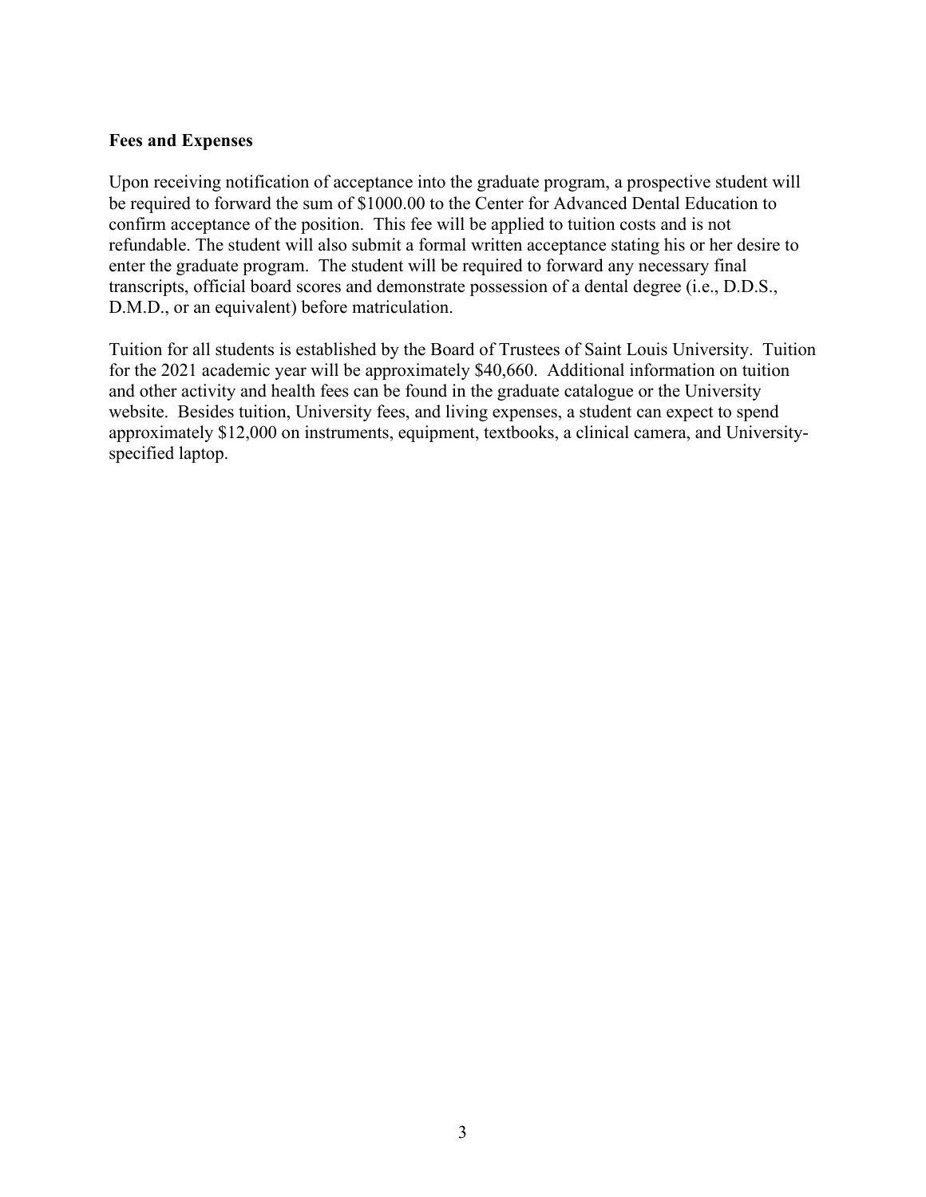**Fees and Expenses**

Upon receiving notification of acceptance into the graduate program, a prospective student will be required to forward the sum of $1000.00 to the Center for Advanced Dental Education to confirm acceptance of the position. This fee will be applied to tuition costs and is not refundable. The student will also submit a formal written acceptance stating his or her desire to enter the graduate program. The student will be required to forward any necessary final transcripts, official board scores and demonstrate possession of a dental degree (i.e., D.D.S., D.M.D., or an equivalent) before matriculation.

Tuition for all students is established by the Board of Trustees of Saint Louis University. Tuition for the 2021 academic year will be approximately $40,660. Additional information on tuition and other activity and health fees can be found in the graduate catalogue or the University website. Besides tuition, University fees, and living expenses, a student can expect to spend approximately $12,000 on instruments, equipment, textbooks, a clinical camera, and University-specified laptop.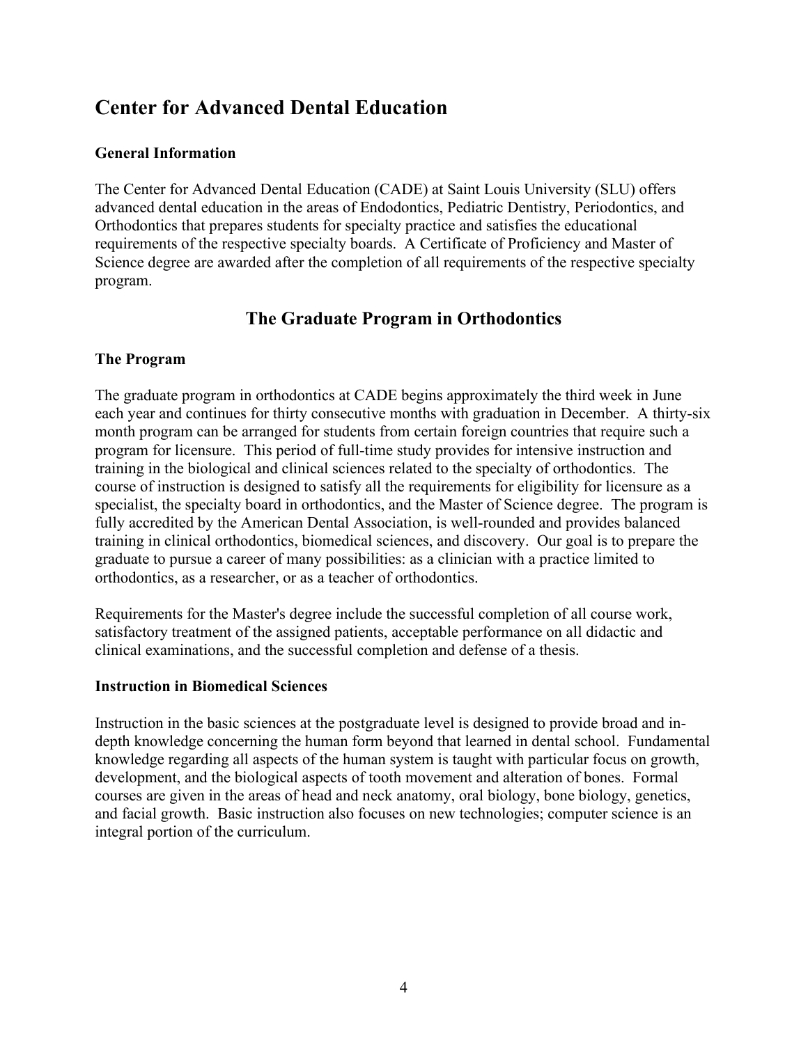# Center for Advanced Dental Education

### General Information

The Center for Advanced Dental Education (CADE) at Saint Louis University (SLU) offers advanced dental education in the areas of Endodontics, Pediatric Dentistry, Periodontics, and Orthodontics that prepares students for specialty practice and satisfies the educational requirements of the respective specialty boards. A Certificate of Proficiency and Master of Science degree are awarded after the completion of all requirements of the respective specialty program.

## The Graduate Program in Orthodontics

### The Program

The graduate program in orthodontics at CADE begins approximately the third week in June each year and continues for thirty consecutive months with graduation in December. A thirty-six month program can be arranged for students from certain foreign countries that require such a program for licensure. This period of full-time study provides for intensive instruction and training in the biological and clinical sciences related to the specialty of orthodontics. The course of instruction is designed to satisfy all the requirements for eligibility for licensure as a specialist, the specialty board in orthodontics, and the Master of Science degree. The program is fully accredited by the American Dental Association, is well-rounded and provides balanced training in clinical orthodontics, biomedical sciences, and discovery. Our goal is to prepare the graduate to pursue a career of many possibilities: as a clinician with a practice limited to orthodontics, as a researcher, or as a teacher of orthodontics.

Requirements for the Master's degree include the successful completion of all course work, satisfactory treatment of the assigned patients, acceptable performance on all didactic and clinical examinations, and the successful completion and defense of a thesis.

### Instruction in Biomedical Sciences

Instruction in the basic sciences at the postgraduate level is designed to provide broad and in-depth knowledge concerning the human form beyond that learned in dental school. Fundamental knowledge regarding all aspects of the human system is taught with particular focus on growth, development, and the biological aspects of tooth movement and alteration of bones. Formal courses are given in the areas of head and neck anatomy, oral biology, bone biology, genetics, and facial growth. Basic instruction also focuses on new technologies; computer science is an integral portion of the curriculum.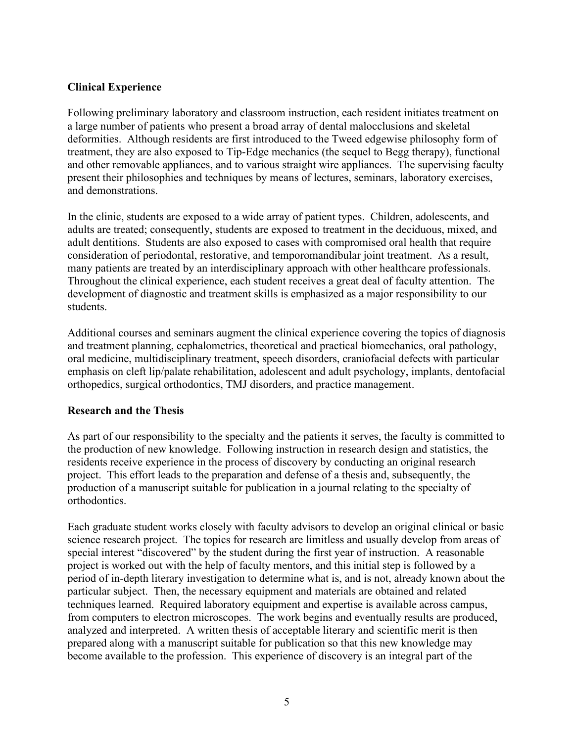## Clinical Experience

Following preliminary laboratory and classroom instruction, each resident initiates treatment on a large number of patients who present a broad array of dental malocclusions and skeletal deformities. Although residents are first introduced to the Tweed edgewise philosophy form of treatment, they are also exposed to Tip-Edge mechanics (the sequel to Begg therapy), functional and other removable appliances, and to various straight wire appliances. The supervising faculty present their philosophies and techniques by means of lectures, seminars, laboratory exercises, and demonstrations.

In the clinic, students are exposed to a wide array of patient types. Children, adolescents, and adults are treated; consequently, students are exposed to treatment in the deciduous, mixed, and adult dentitions. Students are also exposed to cases with compromised oral health that require consideration of periodontal, restorative, and temporomandibular joint treatment. As a result, many patients are treated by an interdisciplinary approach with other healthcare professionals. Throughout the clinical experience, each student receives a great deal of faculty attention. The development of diagnostic and treatment skills is emphasized as a major responsibility to our students.

Additional courses and seminars augment the clinical experience covering the topics of diagnosis and treatment planning, cephalometrics, theoretical and practical biomechanics, oral pathology, oral medicine, multidisciplinary treatment, speech disorders, craniofacial defects with particular emphasis on cleft lip/palate rehabilitation, adolescent and adult psychology, implants, dentofacial orthopedics, surgical orthodontics, TMJ disorders, and practice management.

## Research and the Thesis

As part of our responsibility to the specialty and the patients it serves, the faculty is committed to the production of new knowledge. Following instruction in research design and statistics, the residents receive experience in the process of discovery by conducting an original research project. This effort leads to the preparation and defense of a thesis and, subsequently, the production of a manuscript suitable for publication in a journal relating to the specialty of orthodontics.

Each graduate student works closely with faculty advisors to develop an original clinical or basic science research project. The topics for research are limitless and usually develop from areas of special interest "discovered" by the student during the first year of instruction. A reasonable project is worked out with the help of faculty mentors, and this initial step is followed by a period of in-depth literary investigation to determine what is, and is not, already known about the particular subject. Then, the necessary equipment and materials are obtained and related techniques learned. Required laboratory equipment and expertise is available across campus, from computers to electron microscopes. The work begins and eventually results are produced, analyzed and interpreted. A written thesis of acceptable literary and scientific merit is then prepared along with a manuscript suitable for publication so that this new knowledge may become available to the profession. This experience of discovery is an integral part of the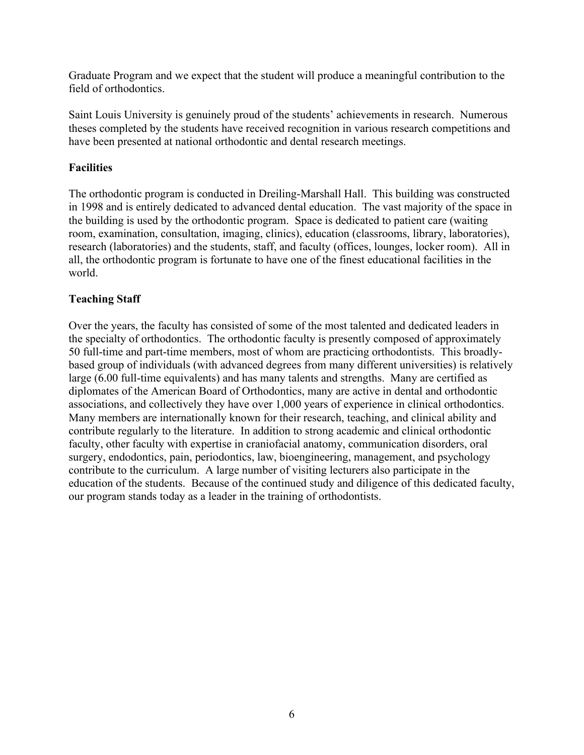Graduate Program and we expect that the student will produce a meaningful contribution to the field of orthodontics.

Saint Louis University is genuinely proud of the students' achievements in research. Numerous theses completed by the students have received recognition in various research competitions and have been presented at national orthodontic and dental research meetings.

## Facilities

The orthodontic program is conducted in Dreiling-Marshall Hall. This building was constructed in 1998 and is entirely dedicated to advanced dental education. The vast majority of the space in the building is used by the orthodontic program. Space is dedicated to patient care (waiting room, examination, consultation, imaging, clinics), education (classrooms, library, laboratories), research (laboratories) and the students, staff, and faculty (offices, lounges, locker room). All in all, the orthodontic program is fortunate to have one of the finest educational facilities in the world.

## Teaching Staff

Over the years, the faculty has consisted of some of the most talented and dedicated leaders in the specialty of orthodontics. The orthodontic faculty is presently composed of approximately 50 full-time and part-time members, most of whom are practicing orthodontists. This broadly-based group of individuals (with advanced degrees from many different universities) is relatively large (6.00 full-time equivalents) and has many talents and strengths. Many are certified as diplomates of the American Board of Orthodontics, many are active in dental and orthodontic associations, and collectively they have over 1,000 years of experience in clinical orthodontics. Many members are internationally known for their research, teaching, and clinical ability and contribute regularly to the literature. In addition to strong academic and clinical orthodontic faculty, other faculty with expertise in craniofacial anatomy, communication disorders, oral surgery, endodontics, pain, periodontics, law, bioengineering, management, and psychology contribute to the curriculum. A large number of visiting lecturers also participate in the education of the students. Because of the continued study and diligence of this dedicated faculty, our program stands today as a leader in the training of orthodontists.